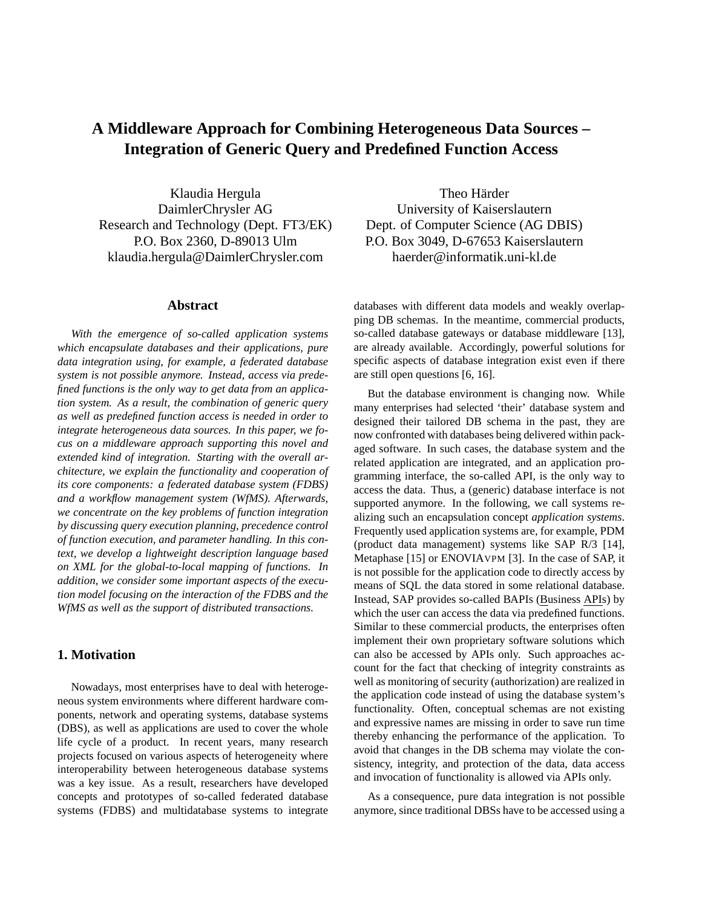# A Middleware Approach for Combining Heterogeneous Data Sources – Integration of Generic Query and Predefined Function Access

Klaudia Hergula
DaimlerChrysler AG
Research and Technology (Dept. FT3/EK)
P.O. Box 2360, D-89013 Ulm
klaudia.hergula@DaimlerChrysler.com

Theo Härder
University of Kaiserslautern
Dept. of Computer Science (AG DBIS)
P.O. Box 3049, D-67653 Kaiserslautern
haerder@informatik.uni-kl.de

## Abstract

*With the emergence of so-called application systems which encapsulate databases and their applications, pure data integration using, for example, a federated database system is not possible anymore. Instead, access via predefined functions is the only way to get data from an application system. As a result, the combination of generic query as well as predefined function access is needed in order to integrate heterogeneous data sources. In this paper, we focus on a middleware approach supporting this novel and extended kind of integration. Starting with the overall architecture, we explain the functionality and cooperation of its core components: a federated database system (FDBS) and a workflow management system (WfMS). Afterwards, we concentrate on the key problems of function integration by discussing query execution planning, precedence control of function execution, and parameter handling. In this context, we develop a lightweight description language based on XML for the global-to-local mapping of functions. In addition, we consider some important aspects of the execution model focusing on the interaction of the FDBS and the WfMS as well as the support of distributed transactions.*

## 1. Motivation

Nowadays, most enterprises have to deal with heterogeneous system environments where different hardware components, network and operating systems, database systems (DBS), as well as applications are used to cover the whole life cycle of a product. In recent years, many research projects focused on various aspects of heterogeneity where interoperability between heterogeneous database systems was a key issue. As a result, researchers have developed concepts and prototypes of so-called federated database systems (FDBS) and multidatabase systems to integrate databases with different data models and weakly overlapping DB schemas. In the meantime, commercial products, so-called database gateways or database middleware [13], are already available. Accordingly, powerful solutions for specific aspects of database integration exist even if there are still open questions [6, 16].

But the database environment is changing now. While many enterprises had selected 'their' database system and designed their tailored DB schema in the past, they are now confronted with databases being delivered within packaged software. In such cases, the database system and the related application are integrated, and an application programming interface, the so-called API, is the only way to access the data. Thus, a (generic) database interface is not supported anymore. In the following, we call systems realizing such an encapsulation concept *application systems*. Frequently used application systems are, for example, PDM (product data management) systems like SAP R/3 [14], Metaphase [15] or ENOVIAVPM [3]. In the case of SAP, it is not possible for the application code to directly access by means of SQL the data stored in some relational database. Instead, SAP provides so-called BAPIs (Business APIs) by which the user can access the data via predefined functions. Similar to these commercial products, the enterprises often implement their own proprietary software solutions which can also be accessed by APIs only. Such approaches account for the fact that checking of integrity constraints as well as monitoring of security (authorization) are realized in the application code instead of using the database system's functionality. Often, conceptual schemas are not existing and expressive names are missing in order to save run time thereby enhancing the performance of the application. To avoid that changes in the DB schema may violate the consistency, integrity, and protection of the data, data access and invocation of functionality is allowed via APIs only.

As a consequence, pure data integration is not possible anymore, since traditional DBSs have to be accessed using a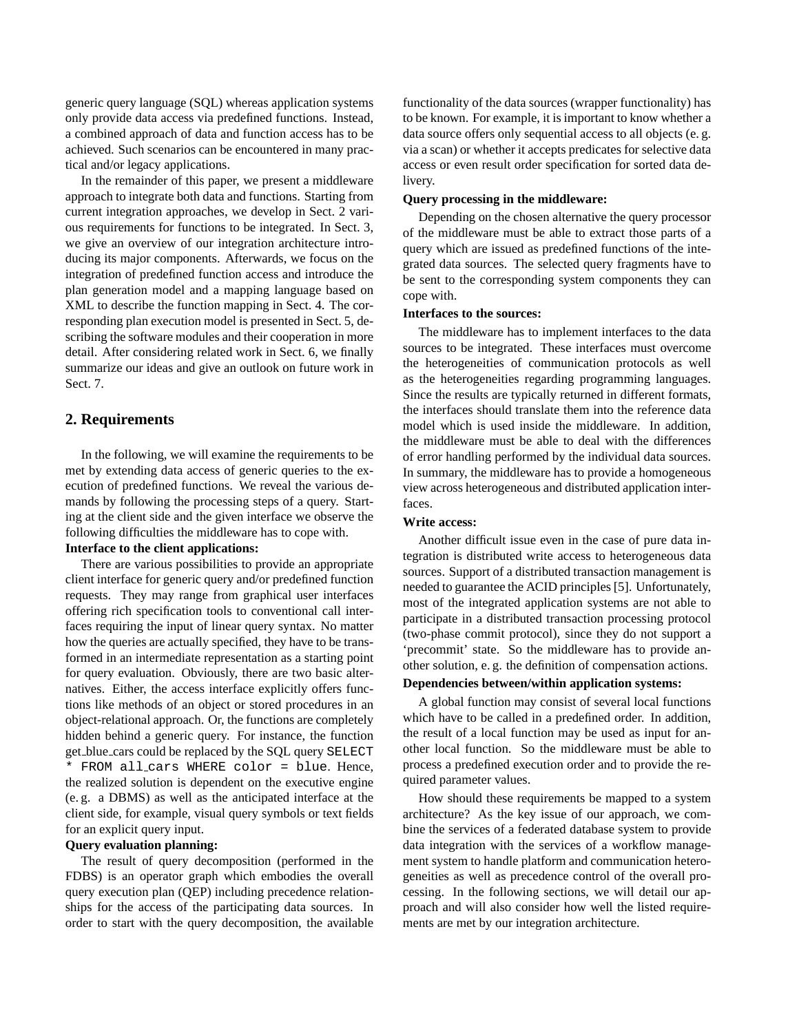generic query language (SQL) whereas application systems only provide data access via predefined functions. Instead, a combined approach of data and function access has to be achieved. Such scenarios can be encountered in many practical and/or legacy applications.

In the remainder of this paper, we present a middleware approach to integrate both data and functions. Starting from current integration approaches, we develop in Sect. 2 various requirements for functions to be integrated. In Sect. 3, we give an overview of our integration architecture introducing its major components. Afterwards, we focus on the integration of predefined function access and introduce the plan generation model and a mapping language based on XML to describe the function mapping in Sect. 4. The corresponding plan execution model is presented in Sect. 5, describing the software modules and their cooperation in more detail. After considering related work in Sect. 6, we finally summarize our ideas and give an outlook on future work in Sect. 7.

## 2. Requirements

In the following, we will examine the requirements to be met by extending data access of generic queries to the execution of predefined functions. We reveal the various demands by following the processing steps of a query. Starting at the client side and the given interface we observe the following difficulties the middleware has to cope with.

**Interface to the client applications:**

There are various possibilities to provide an appropriate client interface for generic query and/or predefined function requests. They may range from graphical user interfaces offering rich specification tools to conventional call interfaces requiring the input of linear query syntax. No matter how the queries are actually specified, they have to be transformed in an intermediate representation as a starting point for query evaluation. Obviously, there are two basic alternatives. Either, the access interface explicitly offers functions like methods of an object or stored procedures in an object-relational approach. Or, the functions are completely hidden behind a generic query. For instance, the function get_blue_cars could be replaced by the SQL query `SELECT * FROM all_cars WHERE color = blue`. Hence, the realized solution is dependent on the executive engine (e. g. a DBMS) as well as the anticipated interface at the client side, for example, visual query symbols or text fields for an explicit query input.

**Query evaluation planning:**

The result of query decomposition (performed in the FDBS) is an operator graph which embodies the overall query execution plan (QEP) including precedence relationships for the access of the participating data sources. In order to start with the query decomposition, the available functionality of the data sources (wrapper functionality) has to be known. For example, it is important to know whether a data source offers only sequential access to all objects (e. g. via a scan) or whether it accepts predicates for selective data access or even result order specification for sorted data delivery.

**Query processing in the middleware:**

Depending on the chosen alternative the query processor of the middleware must be able to extract those parts of a query which are issued as predefined functions of the integrated data sources. The selected query fragments have to be sent to the corresponding system components they can cope with.

**Interfaces to the sources:**

The middleware has to implement interfaces to the data sources to be integrated. These interfaces must overcome the heterogeneities of communication protocols as well as the heterogeneities regarding programming languages. Since the results are typically returned in different formats, the interfaces should translate them into the reference data model which is used inside the middleware. In addition, the middleware must be able to deal with the differences of error handling performed by the individual data sources. In summary, the middleware has to provide a homogeneous view across heterogeneous and distributed application interfaces.

**Write access:**

Another difficult issue even in the case of pure data integration is distributed write access to heterogeneous data sources. Support of a distributed transaction management is needed to guarantee the ACID principles [5]. Unfortunately, most of the integrated application systems are not able to participate in a distributed transaction processing protocol (two-phase commit protocol), since they do not support a 'precommit' state. So the middleware has to provide another solution, e. g. the definition of compensation actions.

**Dependencies between/within application systems:**

A global function may consist of several local functions which have to be called in a predefined order. In addition, the result of a local function may be used as input for another local function. So the middleware must be able to process a predefined execution order and to provide the required parameter values.

How should these requirements be mapped to a system architecture? As the key issue of our approach, we combine the services of a federated database system to provide data integration with the services of a workflow management system to handle platform and communication heterogeneities as well as precedence control of the overall processing. In the following sections, we will detail our approach and will also consider how well the listed requirements are met by our integration architecture.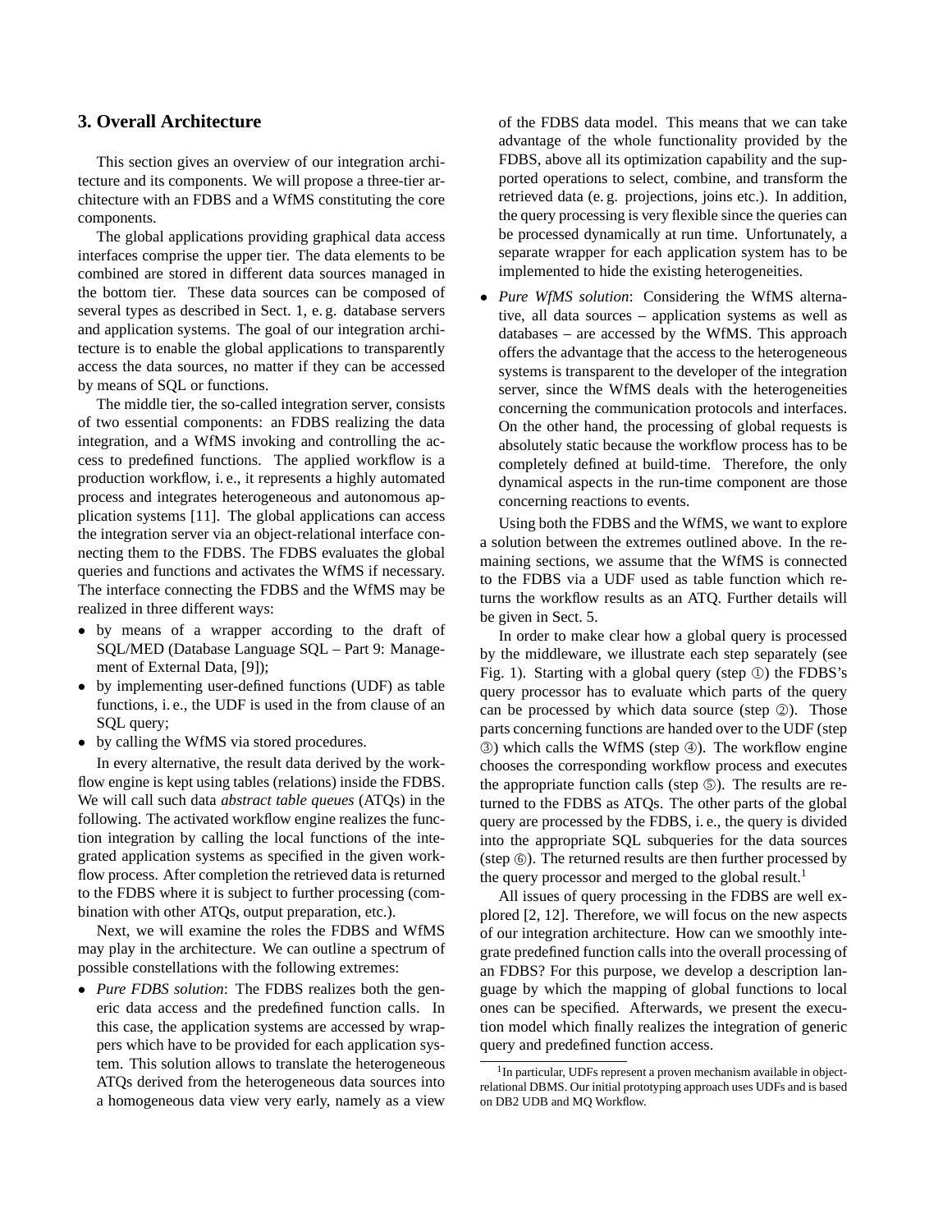## 3. Overall Architecture

This section gives an overview of our integration architecture and its components. We will propose a three-tier architecture with an FDBS and a WfMS constituting the core components.

The global applications providing graphical data access interfaces comprise the upper tier. The data elements to be combined are stored in different data sources managed in the bottom tier. These data sources can be composed of several types as described in Sect. 1, e. g. database servers and application systems. The goal of our integration architecture is to enable the global applications to transparently access the data sources, no matter if they can be accessed by means of SQL or functions.

The middle tier, the so-called integration server, consists of two essential components: an FDBS realizing the data integration, and a WfMS invoking and controlling the access to predefined functions. The applied workflow is a production workflow, i. e., it represents a highly automated process and integrates heterogeneous and autonomous application systems [11]. The global applications can access the integration server via an object-relational interface connecting them to the FDBS. The FDBS evaluates the global queries and functions and activates the WfMS if necessary. The interface connecting the FDBS and the WfMS may be realized in three different ways:

- by means of a wrapper according to the draft of SQL/MED (Database Language SQL – Part 9: Management of External Data, [9]);
- by implementing user-defined functions (UDF) as table functions, i. e., the UDF is used in the from clause of an SQL query;
- by calling the WfMS via stored procedures.

In every alternative, the result data derived by the workflow engine is kept using tables (relations) inside the FDBS. We will call such data *abstract table queues* (ATQs) in the following. The activated workflow engine realizes the function integration by calling the local functions of the integrated application systems as specified in the given workflow process. After completion the retrieved data is returned to the FDBS where it is subject to further processing (combination with other ATQs, output preparation, etc.).

Next, we will examine the roles the FDBS and WfMS may play in the architecture. We can outline a spectrum of possible constellations with the following extremes:

- *Pure FDBS solution*: The FDBS realizes both the generic data access and the predefined function calls. In this case, the application systems are accessed by wrappers which have to be provided for each application system. This solution allows to translate the heterogeneous ATQs derived from the heterogeneous data sources into a homogeneous data view very early, namely as a view of the FDBS data model. This means that we can take advantage of the whole functionality provided by the FDBS, above all its optimization capability and the supported operations to select, combine, and transform the retrieved data (e. g. projections, joins etc.). In addition, the query processing is very flexible since the queries can be processed dynamically at run time. Unfortunately, a separate wrapper for each application system has to be implemented to hide the existing heterogeneities.
- *Pure WfMS solution*: Considering the WfMS alternative, all data sources – application systems as well as databases – are accessed by the WfMS. This approach offers the advantage that the access to the heterogeneous systems is transparent to the developer of the integration server, since the WfMS deals with the heterogeneities concerning the communication protocols and interfaces. On the other hand, the processing of global requests is absolutely static because the workflow process has to be completely defined at build-time. Therefore, the only dynamical aspects in the run-time component are those concerning reactions to events.

Using both the FDBS and the WfMS, we want to explore a solution between the extremes outlined above. In the remaining sections, we assume that the WfMS is connected to the FDBS via a UDF used as table function which returns the workflow results as an ATQ. Further details will be given in Sect. 5.

In order to make clear how a global query is processed by the middleware, we illustrate each step separately (see Fig. 1). Starting with a global query (step ①) the FDBS's query processor has to evaluate which parts of the query can be processed by which data source (step ②). Those parts concerning functions are handed over to the UDF (step ③) which calls the WfMS (step ④). The workflow engine chooses the corresponding workflow process and executes the appropriate function calls (step ⑤). The results are returned to the FDBS as ATQs. The other parts of the global query are processed by the FDBS, i. e., the query is divided into the appropriate SQL subqueries for the data sources (step ⑥). The returned results are then further processed by the query processor and merged to the global result.[1]

All issues of query processing in the FDBS are well explored [2, 12]. Therefore, we will focus on the new aspects of our integration architecture. How can we smoothly integrate predefined function calls into the overall processing of an FDBS? For this purpose, we develop a description language by which the mapping of global functions to local ones can be specified. Afterwards, we present the execution model which finally realizes the integration of generic query and predefined function access.

[1] In particular, UDFs represent a proven mechanism available in object-relational DBMS. Our initial prototyping approach uses UDFs and is based on DB2 UDB and MQ Workflow.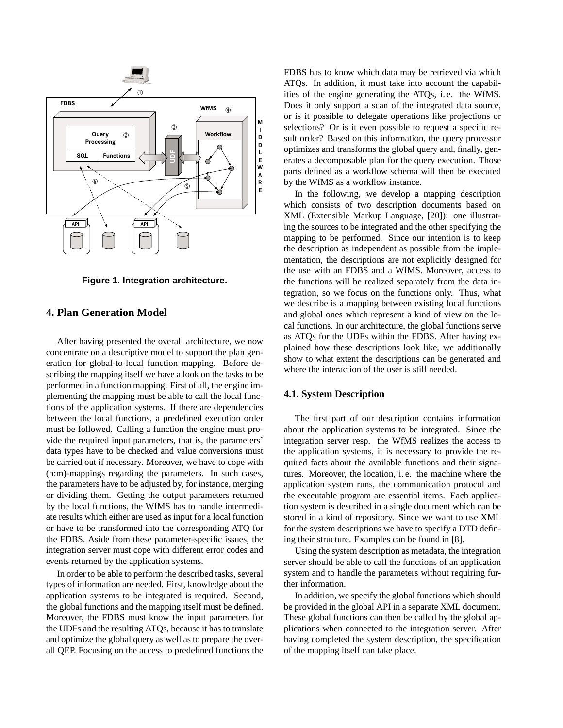FDBS
Query Processing ②
SQL
Functions
①
③
UDF
WfMS ④
Workflow
MIDDLEWARE
⑥
⑤
API
API

Figure 1. Integration architecture.

## 4. Plan Generation Model

After having presented the overall architecture, we now concentrate on a descriptive model to support the plan generation for global-to-local function mapping. Before describing the mapping itself we have a look on the tasks to be performed in a function mapping. First of all, the engine implementing the mapping must be able to call the local functions of the application systems. If there are dependencies between the local functions, a predefined execution order must be followed. Calling a function the engine must provide the required input parameters, that is, the parameters' data types have to be checked and value conversions must be carried out if necessary. Moreover, we have to cope with (n:m)-mappings regarding the parameters. In such cases, the parameters have to be adjusted by, for instance, merging or dividing them. Getting the output parameters returned by the local functions, the WfMS has to handle intermediate results which either are used as input for a local function or have to be transformed into the corresponding ATQ for the FDBS. Aside from these parameter-specific issues, the integration server must cope with different error codes and events returned by the application systems.

In order to be able to perform the described tasks, several types of information are needed. First, knowledge about the application systems to be integrated is required. Second, the global functions and the mapping itself must be defined. Moreover, the FDBS must know the input parameters for the UDFs and the resulting ATQs, because it has to translate and optimize the global query as well as to prepare the overall QEP. Focusing on the access to predefined functions the FDBS has to know which data may be retrieved via which ATQs. In addition, it must take into account the capabilities of the engine generating the ATQs, i. e. the WfMS. Does it only support a scan of the integrated data source, or is it possible to delegate operations like projections or selections? Or is it even possible to request a specific result order? Based on this information, the query processor optimizes and transforms the global query and, finally, generates a decomposable plan for the query execution. Those parts defined as a workflow schema will then be executed by the WfMS as a workflow instance.

In the following, we develop a mapping description which consists of two description documents based on XML (Extensible Markup Language, [20]): one illustrating the sources to be integrated and the other specifying the mapping to be performed. Since our intention is to keep the description as independent as possible from the implementation, the descriptions are not explicitly designed for the use with an FDBS and a WfMS. Moreover, access to the functions will be realized separately from the data integration, so we focus on the functions only. Thus, what we describe is a mapping between existing local functions and global ones which represent a kind of view on the local functions. In our architecture, the global functions serve as ATQs for the UDFs within the FDBS. After having explained how these descriptions look like, we additionally show to what extent the descriptions can be generated and where the interaction of the user is still needed.

### 4.1. System Description

The first part of our description contains information about the application systems to be integrated. Since the integration server resp. the WfMS realizes the access to the application systems, it is necessary to provide the required facts about the available functions and their signatures. Moreover, the location, i. e. the machine where the application system runs, the communication protocol and the executable program are essential items. Each application system is described in a single document which can be stored in a kind of repository. Since we want to use XML for the system descriptions we have to specify a DTD defining their structure. Examples can be found in [8].

Using the system description as metadata, the integration server should be able to call the functions of an application system and to handle the parameters without requiring further information.

In addition, we specify the global functions which should be provided in the global API in a separate XML document. These global functions can then be called by the global applications when connected to the integration server. After having completed the system description, the specification of the mapping itself can take place.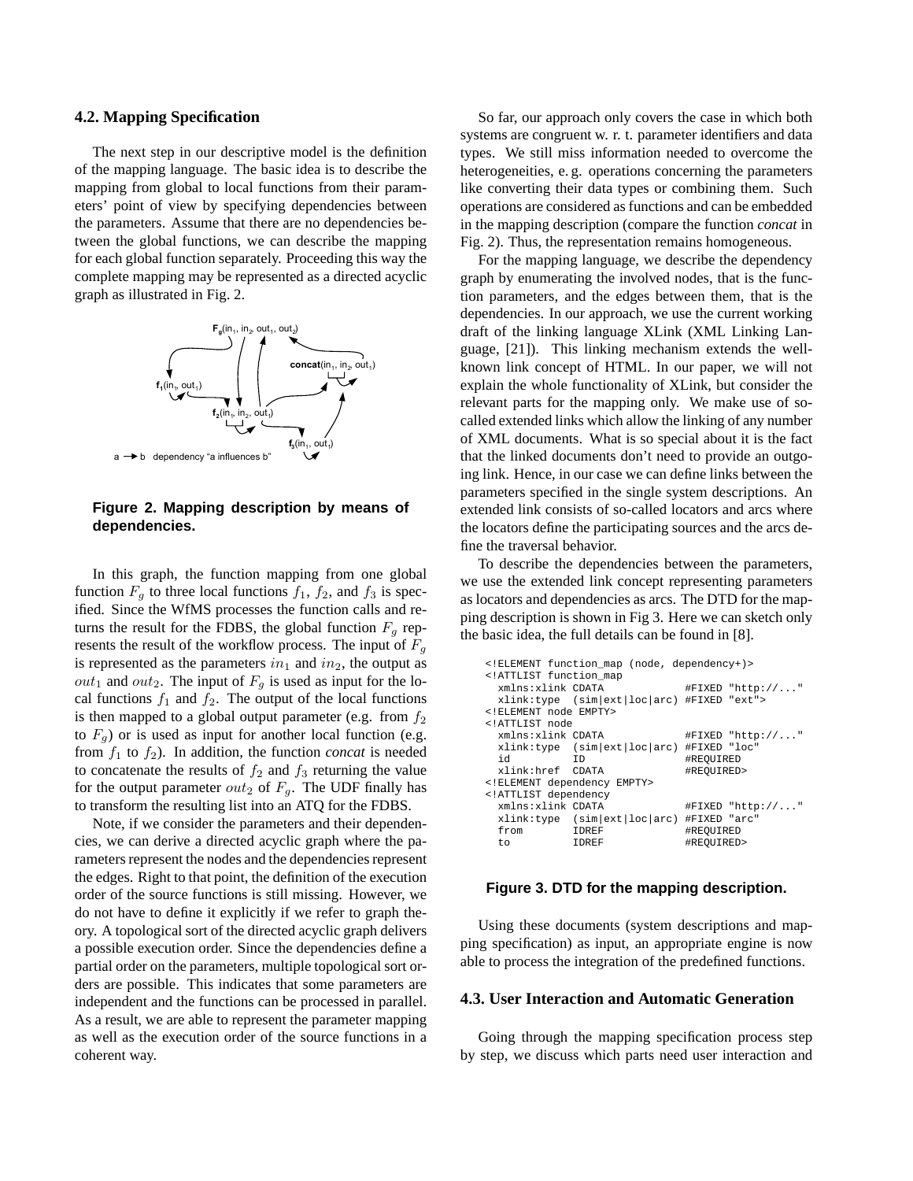### 4.2. Mapping Specification

The next step in our descriptive model is the definition of the mapping language. The basic idea is to describe the mapping from global to local functions from their parameters' point of view by specifying dependencies between the parameters. Assume that there are no dependencies between the global functions, we can describe the mapping for each global function separately. Proceeding this way the complete mapping may be represented as a directed acyclic graph as illustrated in Fig. 2.

**Figure 2. Mapping description by means of dependencies.**

In this graph, the function mapping from one global function $F_g$ to three local functions $f_1$, $f_2$, and $f_3$ is specified. Since the WfMS processes the function calls and returns the result for the FDBS, the global function $F_g$ represents the result of the workflow process. The input of $F_g$ is represented as the parameters $in_1$ and $in_2$, the output as $out_1$ and $out_2$. The input of $F_g$ is used as input for the local functions $f_1$ and $f_2$. The output of the local functions is then mapped to a global output parameter (e.g. from $f_2$ to $F_g$) or is used as input for another local function (e.g. from $f_1$ to $f_2$). In addition, the function *concat* is needed to concatenate the results of $f_2$ and $f_3$ returning the value for the output parameter $out_2$ of $F_g$. The UDF finally has to transform the resulting list into an ATQ for the FDBS.

Note, if we consider the parameters and their dependencies, we can derive a directed acyclic graph where the parameters represent the nodes and the dependencies represent the edges. Right to that point, the definition of the execution order of the source functions is still missing. However, we do not have to define it explicitly if we refer to graph theory. A topological sort of the directed acyclic graph delivers a possible execution order. Since the dependencies define a partial order on the parameters, multiple topological sort orders are possible. This indicates that some parameters are independent and the functions can be processed in parallel. As a result, we are able to represent the parameter mapping as well as the execution order of the source functions in a coherent way.

So far, our approach only covers the case in which both systems are congruent w. r. t. parameter identifiers and data types. We still miss information needed to overcome the heterogeneities, e. g. operations concerning the parameters like converting their data types or combining them. Such operations are considered as functions and can be embedded in the mapping description (compare the function *concat* in Fig. 2). Thus, the representation remains homogeneous.

For the mapping language, we describe the dependency graph by enumerating the involved nodes, that is the function parameters, and the edges between them, that is the dependencies. In our approach, we use the current working draft of the linking language XLink (XML Linking Language, [21]). This linking mechanism extends the well-known link concept of HTML. In our paper, we will not explain the whole functionality of XLink, but consider the relevant parts for the mapping only. We make use of so-called extended links which allow the linking of any number of XML documents. What is so special about it is the fact that the linked documents don't need to provide an outgoing link. Hence, in our case we can define links between the parameters specified in the single system descriptions. An extended link consists of so-called locators and arcs where the locators define the participating sources and the arcs define the traversal behavior.

To describe the dependencies between the parameters, we use the extended link concept representing parameters as locators and dependencies as arcs. The DTD for the mapping description is shown in Fig 3. Here we can sketch only the basic idea, the full details can be found in [8].

```
<!ELEMENT function_map (node, dependency+)>
<!ATTLIST function_map
  xmlns:xlink CDATA              #FIXED "http://..."
  xlink:type  (sim|ext|loc|arc) #FIXED "ext">
<!ELEMENT node EMPTY>
<!ATTLIST node
  xmlns:xlink CDATA              #FIXED "http://..."
  xlink:type  (sim|ext|loc|arc) #FIXED "loc"
  id          ID                 #REQUIRED
  xlink:href  CDATA              #REQUIRED>
<!ELEMENT dependency EMPTY>
<!ATTLIST dependency
  xmlns:xlink CDATA              #FIXED "http://..."
  xlink:type  (sim|ext|loc|arc) #FIXED "arc"
  from        IDREF              #REQUIRED
  to          IDREF              #REQUIRED>
```

**Figure 3. DTD for the mapping description.**

Using these documents (system descriptions and mapping specification) as input, an appropriate engine is now able to process the integration of the predefined functions.

### 4.3. User Interaction and Automatic Generation

Going through the mapping specification process step by step, we discuss which parts need user interaction and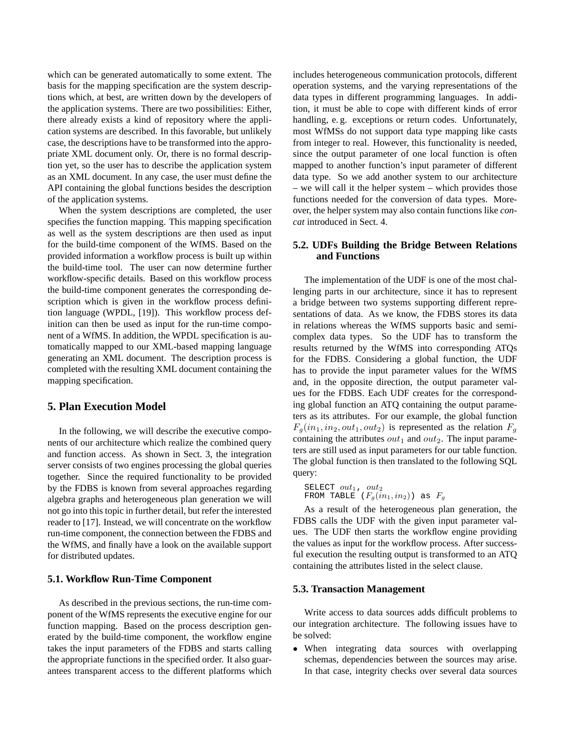which can be generated automatically to some extent. The basis for the mapping specification are the system descriptions which, at best, are written down by the developers of the application systems. There are two possibilities: Either, there already exists a kind of repository where the application systems are described. In this favorable, but unlikely case, the descriptions have to be transformed into the appropriate XML document only. Or, there is no formal description yet, so the user has to describe the application system as an XML document. In any case, the user must define the API containing the global functions besides the description of the application systems.

When the system descriptions are completed, the user specifies the function mapping. This mapping specification as well as the system descriptions are then used as input for the build-time component of the WfMS. Based on the provided information a workflow process is built up within the build-time tool. The user can now determine further workflow-specific details. Based on this workflow process the build-time component generates the corresponding description which is given in the workflow process definition language (WPDL, [19]). This workflow process definition can then be used as input for the run-time component of a WfMS. In addition, the WPDL specification is automatically mapped to our XML-based mapping language generating an XML document. The description process is completed with the resulting XML document containing the mapping specification.

## 5. Plan Execution Model

In the following, we will describe the executive components of our architecture which realize the combined query and function access. As shown in Sect. 3, the integration server consists of two engines processing the global queries together. Since the required functionality to be provided by the FDBS is known from several approaches regarding algebra graphs and heterogeneous plan generation we will not go into this topic in further detail, but refer the interested reader to [17]. Instead, we will concentrate on the workflow run-time component, the connection between the FDBS and the WfMS, and finally have a look on the available support for distributed updates.

### 5.1. Workflow Run-Time Component

As described in the previous sections, the run-time component of the WfMS represents the executive engine for our function mapping. Based on the process description generated by the build-time component, the workflow engine takes the input parameters of the FDBS and starts calling the appropriate functions in the specified order. It also guarantees transparent access to the different platforms which includes heterogeneous communication protocols, different operation systems, and the varying representations of the data types in different programming languages. In addition, it must be able to cope with different kinds of error handling, e. g. exceptions or return codes. Unfortunately, most WfMSs do not support data type mapping like casts from integer to real. However, this functionality is needed, since the output parameter of one local function is often mapped to another function's input parameter of different data type. So we add another system to our architecture – we will call it the helper system – which provides those functions needed for the conversion of data types. Moreover, the helper system may also contain functions like *concat* introduced in Sect. 4.

### 5.2. UDFs Building the Bridge Between Relations and Functions

The implementation of the UDF is one of the most challenging parts in our architecture, since it has to represent a bridge between two systems supporting different representations of data. As we know, the FDBS stores its data in relations whereas the WfMS supports basic and semi-complex data types. So the UDF has to transform the results returned by the WfMS into corresponding ATQs for the FDBS. Considering a global function, the UDF has to provide the input parameter values for the WfMS and, in the opposite direction, the output parameter values for the FDBS. Each UDF creates for the corresponding global function an ATQ containing the output parameters as its attributes. For our example, the global function $F_g(in_1, in_2, out_1, out_2)$ is represented as the relation $F_g$ containing the attributes $out_1$ and $out_2$. The input parameters are still used as input parameters for our table function. The global function is then translated to the following SQL query:

```
SELECT out_1, out_2
FROM TABLE (F_g(in_1, in_2)) as F_g
```

As a result of the heterogeneous plan generation, the FDBS calls the UDF with the given input parameter values. The UDF then starts the workflow engine providing the values as input for the workflow process. After successful execution the resulting output is transformed to an ATQ containing the attributes listed in the select clause.

### 5.3. Transaction Management

Write access to data sources adds difficult problems to our integration architecture. The following issues have to be solved:

- When integrating data sources with overlapping schemas, dependencies between the sources may arise. In that case, integrity checks over several data sources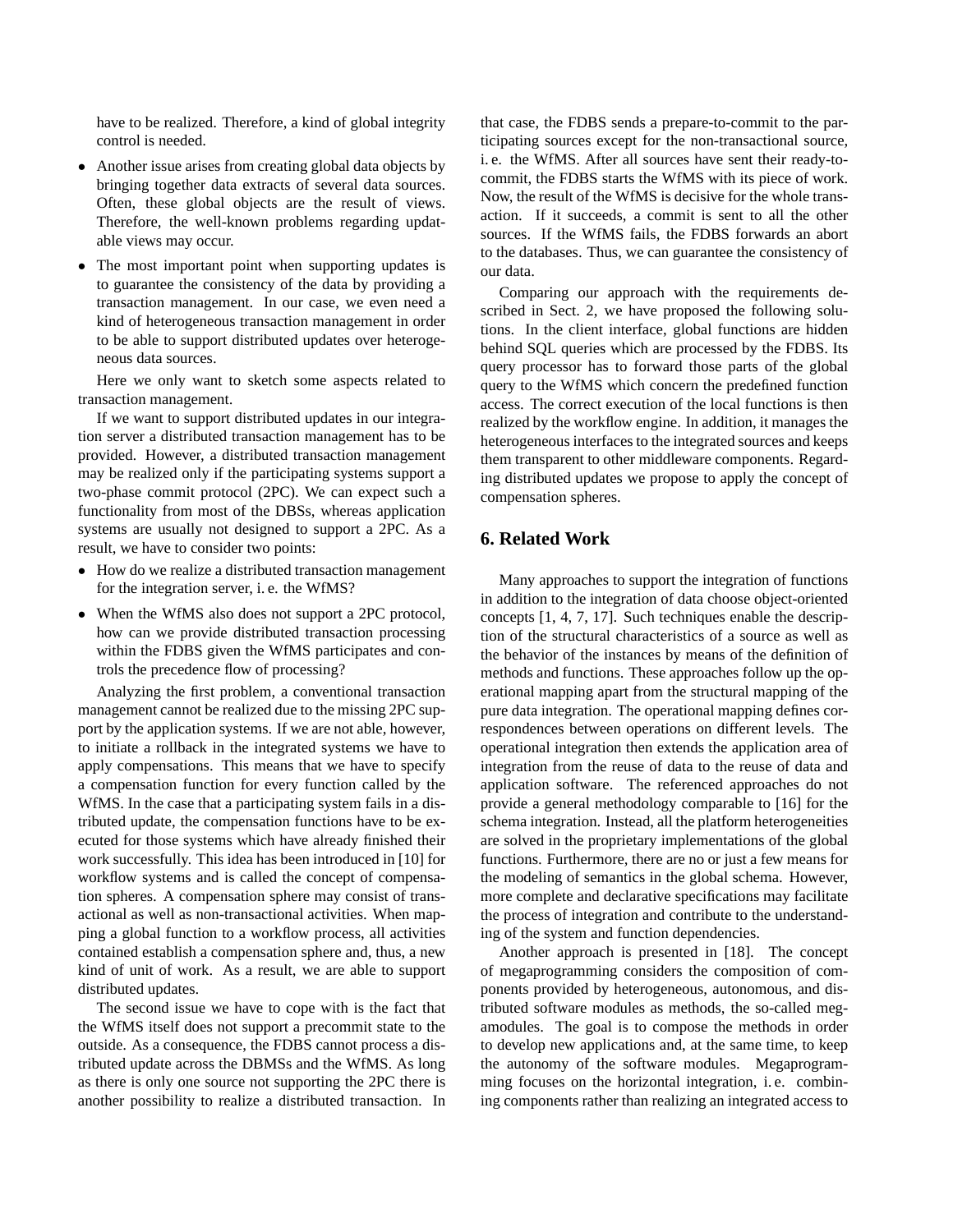have to be realized. Therefore, a kind of global integrity control is needed.

- Another issue arises from creating global data objects by bringing together data extracts of several data sources. Often, these global objects are the result of views. Therefore, the well-known problems regarding updatable views may occur.
- The most important point when supporting updates is to guarantee the consistency of the data by providing a transaction management. In our case, we even need a kind of heterogeneous transaction management in order to be able to support distributed updates over heterogeneous data sources.

Here we only want to sketch some aspects related to transaction management.

If we want to support distributed updates in our integration server a distributed transaction management has to be provided. However, a distributed transaction management may be realized only if the participating systems support a two-phase commit protocol (2PC). We can expect such a functionality from most of the DBSs, whereas application systems are usually not designed to support a 2PC. As a result, we have to consider two points:

- How do we realize a distributed transaction management for the integration server, i. e. the WfMS?
- When the WfMS also does not support a 2PC protocol, how can we provide distributed transaction processing within the FDBS given the WfMS participates and controls the precedence flow of processing?

Analyzing the first problem, a conventional transaction management cannot be realized due to the missing 2PC support by the application systems. If we are not able, however, to initiate a rollback in the integrated systems we have to apply compensations. This means that we have to specify a compensation function for every function called by the WfMS. In the case that a participating system fails in a distributed update, the compensation functions have to be executed for those systems which have already finished their work successfully. This idea has been introduced in [10] for workflow systems and is called the concept of compensation spheres. A compensation sphere may consist of transactional as well as non-transactional activities. When mapping a global function to a workflow process, all activities contained establish a compensation sphere and, thus, a new kind of unit of work. As a result, we are able to support distributed updates.

The second issue we have to cope with is the fact that the WfMS itself does not support a precommit state to the outside. As a consequence, the FDBS cannot process a distributed update across the DBMSs and the WfMS. As long as there is only one source not supporting the 2PC there is another possibility to realize a distributed transaction. In that case, the FDBS sends a prepare-to-commit to the participating sources except for the non-transactional source, i. e. the WfMS. After all sources have sent their ready-to-commit, the FDBS starts the WfMS with its piece of work. Now, the result of the WfMS is decisive for the whole transaction. If it succeeds, a commit is sent to all the other sources. If the WfMS fails, the FDBS forwards an abort to the databases. Thus, we can guarantee the consistency of our data.

Comparing our approach with the requirements described in Sect. 2, we have proposed the following solutions. In the client interface, global functions are hidden behind SQL queries which are processed by the FDBS. Its query processor has to forward those parts of the global query to the WfMS which concern the predefined function access. The correct execution of the local functions is then realized by the workflow engine. In addition, it manages the heterogeneous interfaces to the integrated sources and keeps them transparent to other middleware components. Regarding distributed updates we propose to apply the concept of compensation spheres.

## 6. Related Work

Many approaches to support the integration of functions in addition to the integration of data choose object-oriented concepts [1, 4, 7, 17]. Such techniques enable the description of the structural characteristics of a source as well as the behavior of the instances by means of the definition of methods and functions. These approaches follow up the operational mapping apart from the structural mapping of the pure data integration. The operational mapping defines correspondences between operations on different levels. The operational integration then extends the application area of integration from the reuse of data to the reuse of data and application software. The referenced approaches do not provide a general methodology comparable to [16] for the schema integration. Instead, all the platform heterogeneities are solved in the proprietary implementations of the global functions. Furthermore, there are no or just a few means for the modeling of semantics in the global schema. However, more complete and declarative specifications may facilitate the process of integration and contribute to the understanding of the system and function dependencies.

Another approach is presented in [18]. The concept of megaprogramming considers the composition of components provided by heterogeneous, autonomous, and distributed software modules as methods, the so-called megamodules. The goal is to compose the methods in order to develop new applications and, at the same time, to keep the autonomy of the software modules. Megaprogramming focuses on the horizontal integration, i. e. combining components rather than realizing an integrated access to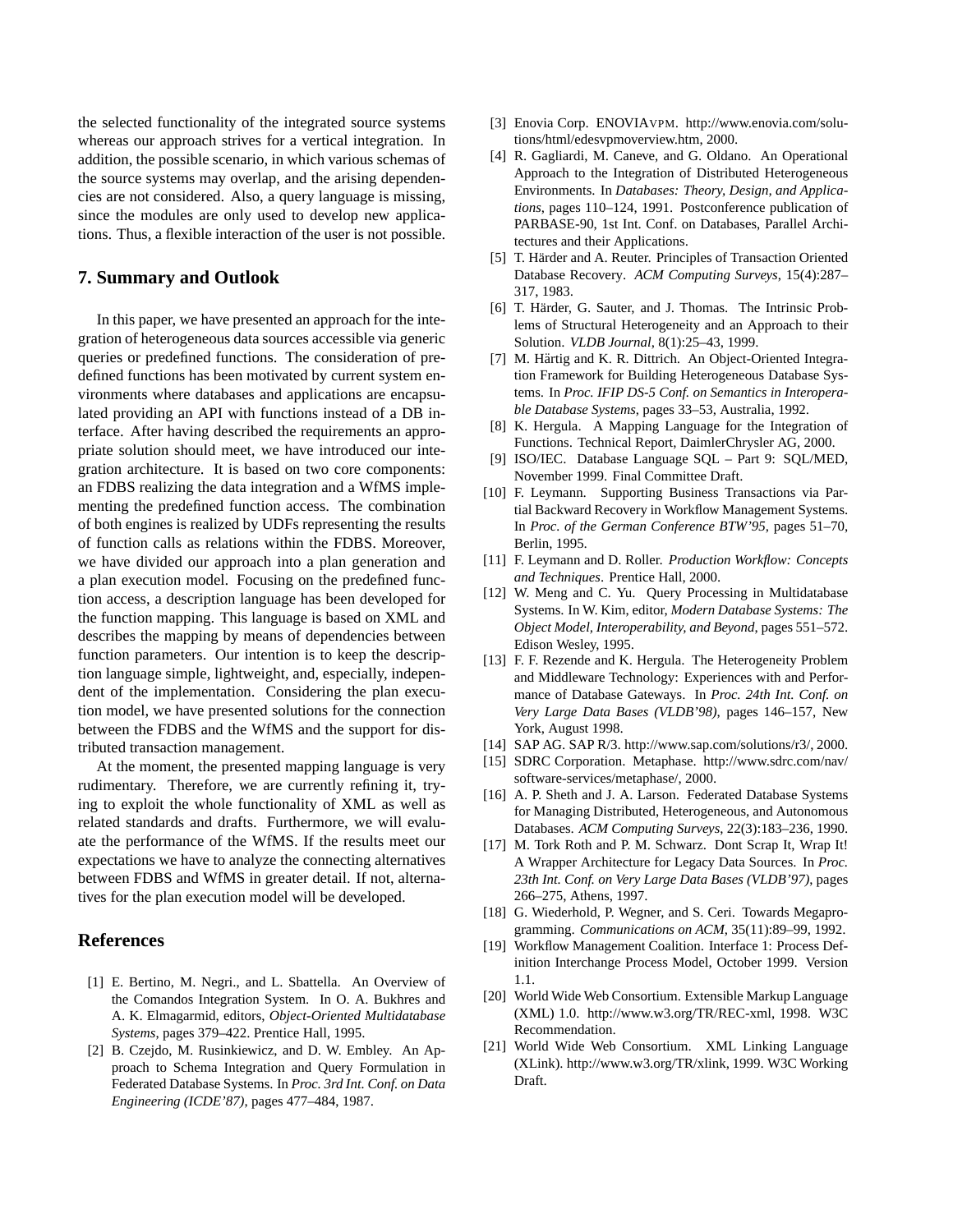the selected functionality of the integrated source systems whereas our approach strives for a vertical integration. In addition, the possible scenario, in which various schemas of the source systems may overlap, and the arising dependencies are not considered. Also, a query language is missing, since the modules are only used to develop new applications. Thus, a flexible interaction of the user is not possible.

## 7. Summary and Outlook

In this paper, we have presented an approach for the integration of heterogeneous data sources accessible via generic queries or predefined functions. The consideration of predefined functions has been motivated by current system environments where databases and applications are encapsulated providing an API with functions instead of a DB interface. After having described the requirements an appropriate solution should meet, we have introduced our integration architecture. It is based on two core components: an FDBS realizing the data integration and a WfMS implementing the predefined function access. The combination of both engines is realized by UDFs representing the results of function calls as relations within the FDBS. Moreover, we have divided our approach into a plan generation and a plan execution model. Focusing on the predefined function access, a description language has been developed for the function mapping. This language is based on XML and describes the mapping by means of dependencies between function parameters. Our intention is to keep the description language simple, lightweight, and, especially, independent of the implementation. Considering the plan execution model, we have presented solutions for the connection between the FDBS and the WfMS and the support for distributed transaction management.

At the moment, the presented mapping language is very rudimentary. Therefore, we are currently refining it, trying to exploit the whole functionality of XML as well as related standards and drafts. Furthermore, we will evaluate the performance of the WfMS. If the results meet our expectations we have to analyze the connecting alternatives between FDBS and WfMS in greater detail. If not, alternatives for the plan execution model will be developed.

## References

[1] E. Bertino, M. Negri., and L. Sbattella. An Overview of the Comandos Integration System. In O. A. Bukhres and A. K. Elmagarmid, editors, *Object-Oriented Multidatabase Systems*, pages 379–422. Prentice Hall, 1995.

[2] B. Czejdo, M. Rusinkiewicz, and D. W. Embley. An Approach to Schema Integration and Query Formulation in Federated Database Systems. In *Proc. 3rd Int. Conf. on Data Engineering (ICDE'87)*, pages 477–484, 1987.

[3] Enovia Corp. ENOVIAVPM. http://www.enovia.com/solutions/html/edesvpmoverview.htm, 2000.

[4] R. Gagliardi, M. Caneve, and G. Oldano. An Operational Approach to the Integration of Distributed Heterogeneous Environments. In *Databases: Theory, Design, and Applications*, pages 110–124, 1991. Postconference publication of PARBASE-90, 1st Int. Conf. on Databases, Parallel Architectures and their Applications.

[5] T. Härder and A. Reuter. Principles of Transaction Oriented Database Recovery. *ACM Computing Surveys*, 15(4):287–317, 1983.

[6] T. Härder, G. Sauter, and J. Thomas. The Intrinsic Problems of Structural Heterogeneity and an Approach to their Solution. *VLDB Journal*, 8(1):25–43, 1999.

[7] M. Härtig and K. R. Dittrich. An Object-Oriented Integration Framework for Building Heterogeneous Database Systems. In *Proc. IFIP DS-5 Conf. on Semantics in Interoperable Database Systems*, pages 33–53, Australia, 1992.

[8] K. Hergula. A Mapping Language for the Integration of Functions. Technical Report, DaimlerChrysler AG, 2000.

[9] ISO/IEC. Database Language SQL – Part 9: SQL/MED, November 1999. Final Committee Draft.

[10] F. Leymann. Supporting Business Transactions via Partial Backward Recovery in Workflow Management Systems. In *Proc. of the German Conference BTW'95*, pages 51–70, Berlin, 1995.

[11] F. Leymann and D. Roller. *Production Workflow: Concepts and Techniques*. Prentice Hall, 2000.

[12] W. Meng and C. Yu. Query Processing in Multidatabase Systems. In W. Kim, editor, *Modern Database Systems: The Object Model, Interoperability, and Beyond*, pages 551–572. Edison Wesley, 1995.

[13] F. F. Rezende and K. Hergula. The Heterogeneity Problem and Middleware Technology: Experiences with and Performance of Database Gateways. In *Proc. 24th Int. Conf. on Very Large Data Bases (VLDB'98)*, pages 146–157, New York, August 1998.

[14] SAP AG. SAP R/3. http://www.sap.com/solutions/r3/, 2000.

[15] SDRC Corporation. Metaphase. http://www.sdrc.com/nav/software-services/metaphase/, 2000.

[16] A. P. Sheth and J. A. Larson. Federated Database Systems for Managing Distributed, Heterogeneous, and Autonomous Databases. *ACM Computing Surveys*, 22(3):183–236, 1990.

[17] M. Tork Roth and P. M. Schwarz. Dont Scrap It, Wrap It! A Wrapper Architecture for Legacy Data Sources. In *Proc. 23th Int. Conf. on Very Large Data Bases (VLDB'97)*, pages 266–275, Athens, 1997.

[18] G. Wiederhold, P. Wegner, and S. Ceri. Towards Megaprogramming. *Communications on ACM*, 35(11):89–99, 1992.

[19] Workflow Management Coalition. Interface 1: Process Definition Interchange Process Model, October 1999. Version 1.1.

[20] World Wide Web Consortium. Extensible Markup Language (XML) 1.0. http://www.w3.org/TR/REC-xml, 1998. W3C Recommendation.

[21] World Wide Web Consortium. XML Linking Language (XLink). http://www.w3.org/TR/xlink, 1999. W3C Working Draft.